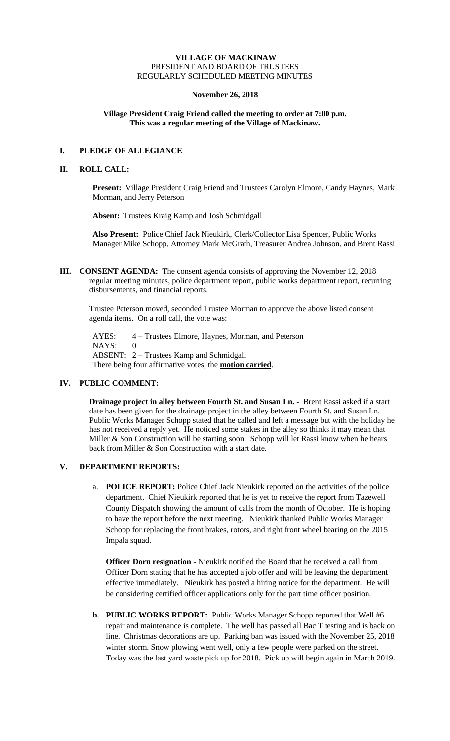**VILLAGE OF MACKINAW**
PRESIDENT AND BOARD OF TRUSTEES
REGULARLY SCHEDULED MEETING MINUTES

**November 26, 2018**

**Village President Craig Friend called the meeting to order at 7:00 p.m.**
**This was a regular meeting of the Village of Mackinaw.**

## I. PLEDGE OF ALLEGIANCE

## II. ROLL CALL:

**Present:** Village President Craig Friend and Trustees Carolyn Elmore, Candy Haynes, Mark Morman, and Jerry Peterson

**Absent:** Trustees Kraig Kamp and Josh Schmidgall

**Also Present:** Police Chief Jack Nieukirk, Clerk/Collector Lisa Spencer, Public Works Manager Mike Schopp, Attorney Mark McGrath, Treasurer Andrea Johnson, and Brent Rassi

## III. CONSENT AGENDA:

The consent agenda consists of approving the November 12, 2018 regular meeting minutes, police department report, public works department report, recurring disbursements, and financial reports.

Trustee Peterson moved, seconded Trustee Morman to approve the above listed consent agenda items. On a roll call, the vote was:

AYES: 4 – Trustees Elmore, Haynes, Morman, and Peterson
NAYS: 0
ABSENT: 2 – Trustees Kamp and Schmidgall
There being four affirmative votes, the **motion carried**.

## IV. PUBLIC COMMENT:

**Drainage project in alley between Fourth St. and Susan Ln. -** Brent Rassi asked if a start date has been given for the drainage project in the alley between Fourth St. and Susan Ln. Public Works Manager Schopp stated that he called and left a message but with the holiday he has not received a reply yet. He noticed some stakes in the alley so thinks it may mean that Miller & Son Construction will be starting soon. Schopp will let Rassi know when he hears back from Miller & Son Construction with a start date.

## V. DEPARTMENT REPORTS:

a. **POLICE REPORT:** Police Chief Jack Nieukirk reported on the activities of the police department. Chief Nieukirk reported that he is yet to receive the report from Tazewell County Dispatch showing the amount of calls from the month of October. He is hoping to have the report before the next meeting. Nieukirk thanked Public Works Manager Schopp for replacing the front brakes, rotors, and right front wheel bearing on the 2015 Impala squad.

**Officer Dorn resignation -** Nieukirk notified the Board that he received a call from Officer Dorn stating that he has accepted a job offer and will be leaving the department effective immediately. Nieukirk has posted a hiring notice for the department. He will be considering certified officer applications only for the part time officer position.

**b. PUBLIC WORKS REPORT:** Public Works Manager Schopp reported that Well #6 repair and maintenance is complete. The well has passed all Bac T testing and is back on line. Christmas decorations are up. Parking ban was issued with the November 25, 2018 winter storm. Snow plowing went well, only a few people were parked on the street. Today was the last yard waste pick up for 2018. Pick up will begin again in March 2019.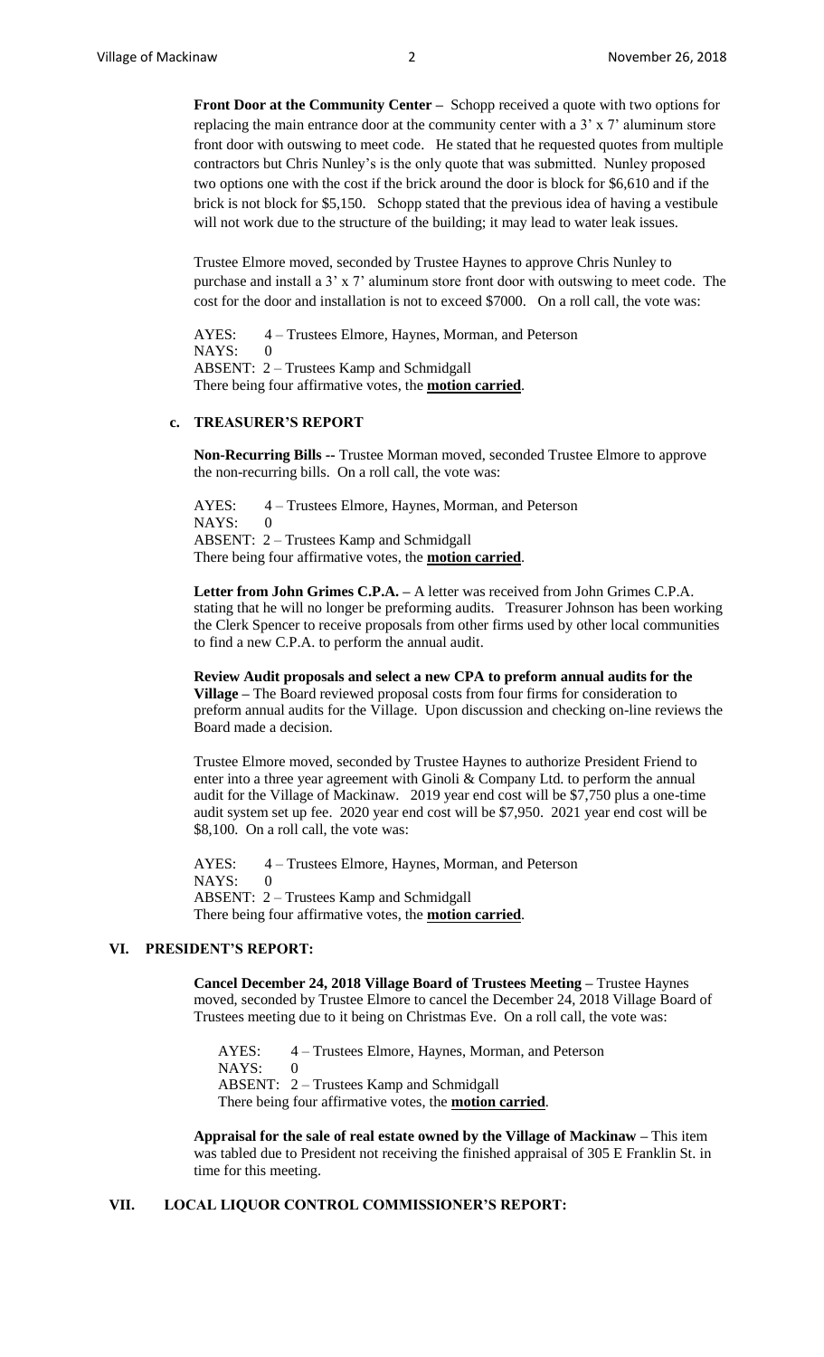**Front Door at the Community Center –** Schopp received a quote with two options for replacing the main entrance door at the community center with a 3' x 7' aluminum store front door with outswing to meet code. He stated that he requested quotes from multiple contractors but Chris Nunley's is the only quote that was submitted. Nunley proposed two options one with the cost if the brick around the door is block for $6,610 and if the brick is not block for $5,150. Schopp stated that the previous idea of having a vestibule will not work due to the structure of the building; it may lead to water leak issues.

Trustee Elmore moved, seconded by Trustee Haynes to approve Chris Nunley to purchase and install a 3' x 7' aluminum store front door with outswing to meet code. The cost for the door and installation is not to exceed $7000. On a roll call, the vote was:

AYES: 4 – Trustees Elmore, Haynes, Morman, and Peterson
NAYS: 0
ABSENT: 2 – Trustees Kamp and Schmidgall
There being four affirmative votes, the **motion carried**.

### c. TREASURER'S REPORT

**Non-Recurring Bills --** Trustee Morman moved, seconded Trustee Elmore to approve the non-recurring bills. On a roll call, the vote was:

AYES: 4 – Trustees Elmore, Haynes, Morman, and Peterson
NAYS: 0
ABSENT: 2 – Trustees Kamp and Schmidgall
There being four affirmative votes, the **motion carried**.

**Letter from John Grimes C.P.A. –** A letter was received from John Grimes C.P.A. stating that he will no longer be preforming audits. Treasurer Johnson has been working the Clerk Spencer to receive proposals from other firms used by other local communities to find a new C.P.A. to perform the annual audit.

**Review Audit proposals and select a new CPA to preform annual audits for the Village –** The Board reviewed proposal costs from four firms for consideration to preform annual audits for the Village. Upon discussion and checking on-line reviews the Board made a decision.

Trustee Elmore moved, seconded by Trustee Haynes to authorize President Friend to enter into a three year agreement with Ginoli & Company Ltd. to perform the annual audit for the Village of Mackinaw. 2019 year end cost will be $7,750 plus a one-time audit system set up fee. 2020 year end cost will be $7,950. 2021 year end cost will be $8,100. On a roll call, the vote was:

AYES: 4 – Trustees Elmore, Haynes, Morman, and Peterson
NAYS: 0
ABSENT: 2 – Trustees Kamp and Schmidgall
There being four affirmative votes, the **motion carried**.

## VI. PRESIDENT'S REPORT:

**Cancel December 24, 2018 Village Board of Trustees Meeting –** Trustee Haynes moved, seconded by Trustee Elmore to cancel the December 24, 2018 Village Board of Trustees meeting due to it being on Christmas Eve. On a roll call, the vote was:

AYES: 4 – Trustees Elmore, Haynes, Morman, and Peterson
NAYS: 0
ABSENT: 2 – Trustees Kamp and Schmidgall
There being four affirmative votes, the **motion carried**.

**Appraisal for the sale of real estate owned by the Village of Mackinaw –** This item was tabled due to President not receiving the finished appraisal of 305 E Franklin St. in time for this meeting.

## VII. LOCAL LIQUOR CONTROL COMMISSIONER'S REPORT: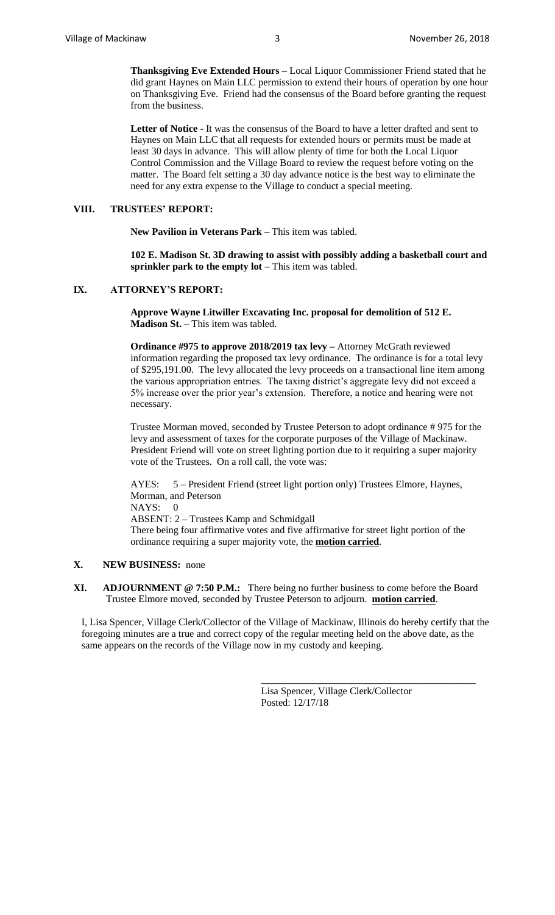**Thanksgiving Eve Extended Hours –** Local Liquor Commissioner Friend stated that he did grant Haynes on Main LLC permission to extend their hours of operation by one hour on Thanksgiving Eve. Friend had the consensus of the Board before granting the request from the business.

**Letter of Notice** - It was the consensus of the Board to have a letter drafted and sent to Haynes on Main LLC that all requests for extended hours or permits must be made at least 30 days in advance. This will allow plenty of time for both the Local Liquor Control Commission and the Village Board to review the request before voting on the matter. The Board felt setting a 30 day advance notice is the best way to eliminate the need for any extra expense to the Village to conduct a special meeting.

## VIII. TRUSTEES' REPORT:

**New Pavilion in Veterans Park –** This item was tabled.

**102 E. Madison St. 3D drawing to assist with possibly adding a basketball court and sprinkler park to the empty lot** – This item was tabled.

## IX. ATTORNEY'S REPORT:

**Approve Wayne Litwiller Excavating Inc. proposal for demolition of 512 E. Madison St. –** This item was tabled.

**Ordinance #975 to approve 2018/2019 tax levy –** Attorney McGrath reviewed information regarding the proposed tax levy ordinance. The ordinance is for a total levy of $295,191.00. The levy allocated the levy proceeds on a transactional line item among the various appropriation entries. The taxing district's aggregate levy did not exceed a 5% increase over the prior year's extension. Therefore, a notice and hearing were not necessary.

Trustee Morman moved, seconded by Trustee Peterson to adopt ordinance # 975 for the levy and assessment of taxes for the corporate purposes of the Village of Mackinaw. President Friend will vote on street lighting portion due to it requiring a super majority vote of the Trustees. On a roll call, the vote was:

AYES: 5 – President Friend (street light portion only) Trustees Elmore, Haynes, Morman, and Peterson
NAYS: 0
ABSENT: 2 – Trustees Kamp and Schmidgall
There being four affirmative votes and five affirmative for street light portion of the ordinance requiring a super majority vote, the **motion carried**.

## X. NEW BUSINESS: none

## XI. ADJOURNMENT @ 7:50 P.M.:

There being no further business to come before the Board Trustee Elmore moved, seconded by Trustee Peterson to adjourn. **motion carried**.

I, Lisa Spencer, Village Clerk/Collector of the Village of Mackinaw, Illinois do hereby certify that the foregoing minutes are a true and correct copy of the regular meeting held on the above date, as the same appears on the records of the Village now in my custody and keeping.

\_\_\_\_\_\_\_\_\_\_\_\_\_\_\_\_\_\_\_\_\_\_\_\_\_\_\_\_\_\_\_\_\_\_\_\_\_\_\_\_\_\_\_\_

Lisa Spencer, Village Clerk/Collector
Posted: 12/17/18